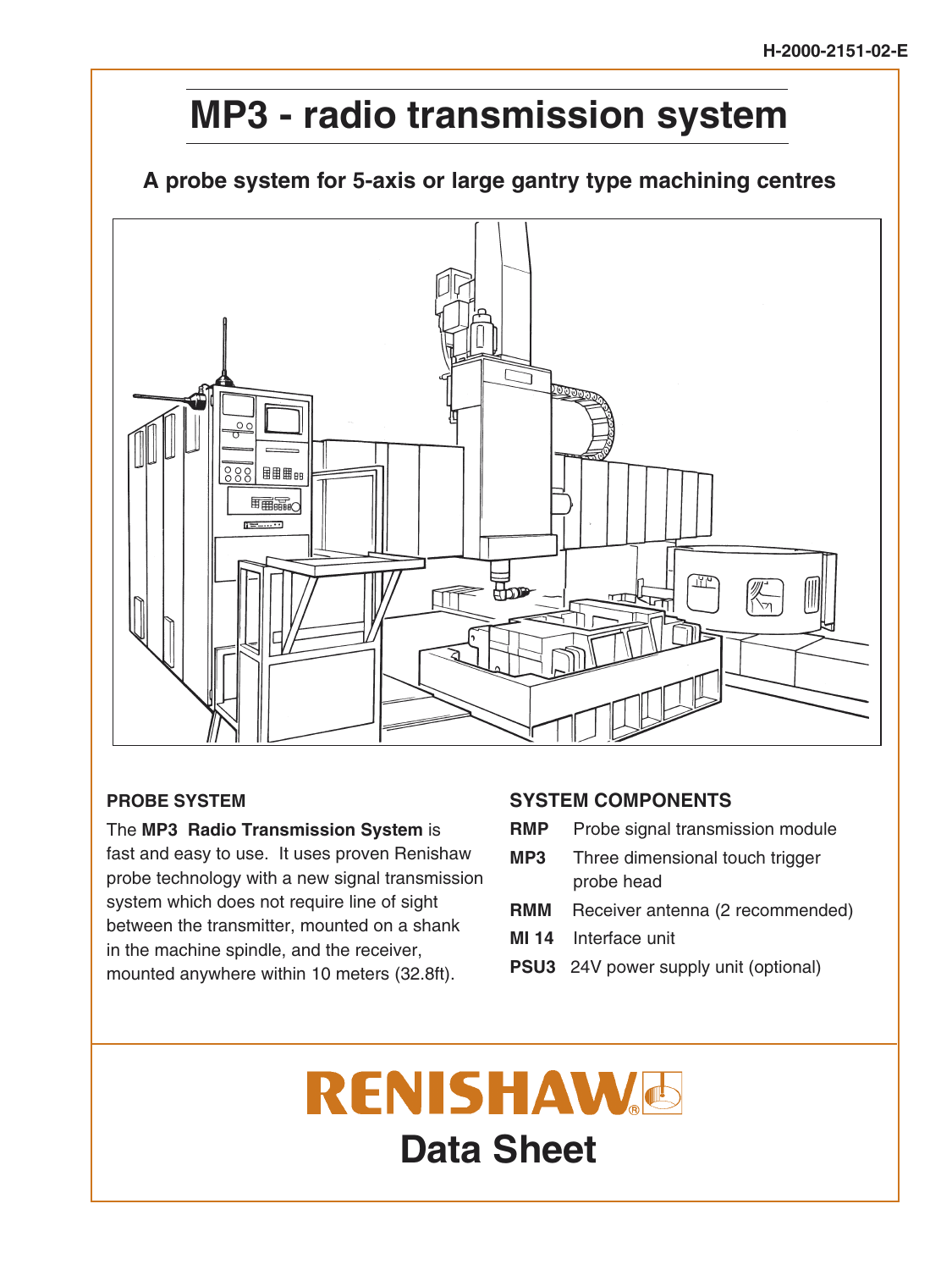H-2000-2151-02-E

# MP3 - radio transmission system

## A probe system for 5-axis or large gantry type machining centres

### PROBE SYSTEM

The **MP3 Radio Transmission System** is fast and easy to use. It uses proven Renishaw probe technology with a new signal transmission system which does not require line of sight between the transmitter, mounted on a shank in the machine spindle, and the receiver, mounted anywhere within 10 meters (32.8ft).

### SYSTEM COMPONENTS

- **RMP** Probe signal transmission module
- **MP3** Three dimensional touch trigger probe head
- **RMM** Receiver antenna (2 recommended)
- **MI 14** Interface unit
- **PSU3** 24V power supply unit (optional)

**RENISHAW®**

**Data Sheet**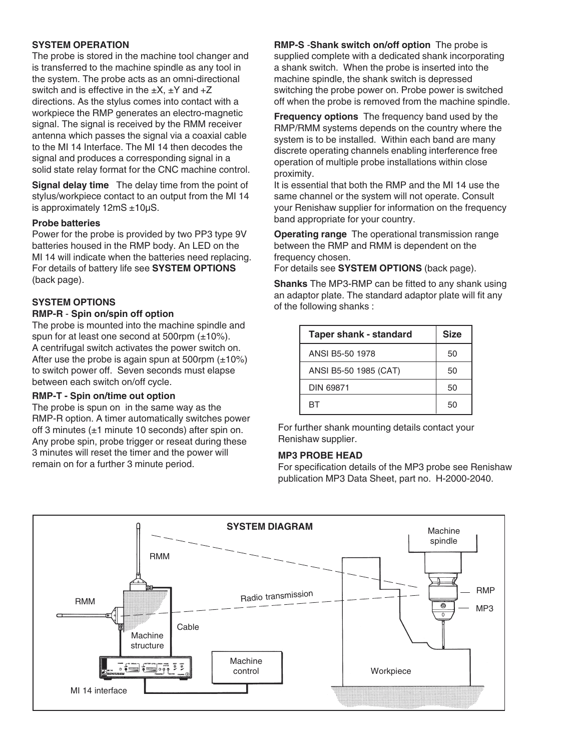## SYSTEM OPERATION

The probe is stored in the machine tool changer and is transferred to the machine spindle as any tool in the system. The probe acts as an omni-directional switch and is effective in the ±X, ±Y and +Z directions. As the stylus comes into contact with a workpiece the RMP generates an electro-magnetic signal. The signal is received by the RMM receiver antenna which passes the signal via a coaxial cable to the MI 14 Interface. The MI 14 then decodes the signal and produces a corresponding signal in a solid state relay format for the CNC machine control.

**Signal delay time** The delay time from the point of stylus/workpiece contact to an output from the MI 14 is approximately 12mS ±10µS.

**Probe batteries**

Power for the probe is provided by two PP3 type 9V batteries housed in the RMP body. An LED on the MI 14 will indicate when the batteries need replacing. For details of battery life see **SYSTEM OPTIONS** (back page).

## SYSTEM OPTIONS

**RMP-R - Spin on/spin off option**

The probe is mounted into the machine spindle and spun for at least one second at 500rpm (±10%). A centrifugal switch activates the power switch on. After use the probe is again spun at 500rpm (±10%) to switch power off. Seven seconds must elapse between each switch on/off cycle.

**RMP-T - Spin on/time out option**

The probe is spun on in the same way as the RMP-R option. A timer automatically switches power off 3 minutes (±1 minute 10 seconds) after spin on. Any probe spin, probe trigger or reseat during these 3 minutes will reset the timer and the power will remain on for a further 3 minute period.

**RMP-S -Shank switch on/off option** The probe is supplied complete with a dedicated shank incorporating a shank switch. When the probe is inserted into the machine spindle, the shank switch is depressed switching the probe power on. Probe power is switched off when the probe is removed from the machine spindle.

**Frequency options** The frequency band used by the RMP/RMM systems depends on the country where the system is to be installed. Within each band are many discrete operating channels enabling interference free operation of multiple probe installations within close proximity.

It is essential that both the RMP and the MI 14 use the same channel or the system will not operate. Consult your Renishaw supplier for information on the frequency band appropriate for your country.

**Operating range** The operational transmission range between the RMP and RMM is dependent on the frequency chosen.

For details see **SYSTEM OPTIONS** (back page).

**Shanks** The MP3-RMP can be fitted to any shank using an adaptor plate. The standard adaptor plate will fit any of the following shanks :

| Taper shank - standard | Size |
|---|---|
| ANSI B5-50 1978 | 50 |
| ANSI B5-50 1985 (CAT) | 50 |
| DIN 69871 | 50 |
| BT | 50 |

For further shank mounting details contact your Renishaw supplier.

**MP3 PROBE HEAD**

For specification details of the MP3 probe see Renishaw publication MP3 Data Sheet, part no. H-2000-2040.

**SYSTEM DIAGRAM**

RMM, RMM, Machine structure, Cable, Radio transmission, Machine spindle, RMP, MP3, Machine control, Workpiece, MI 14 interface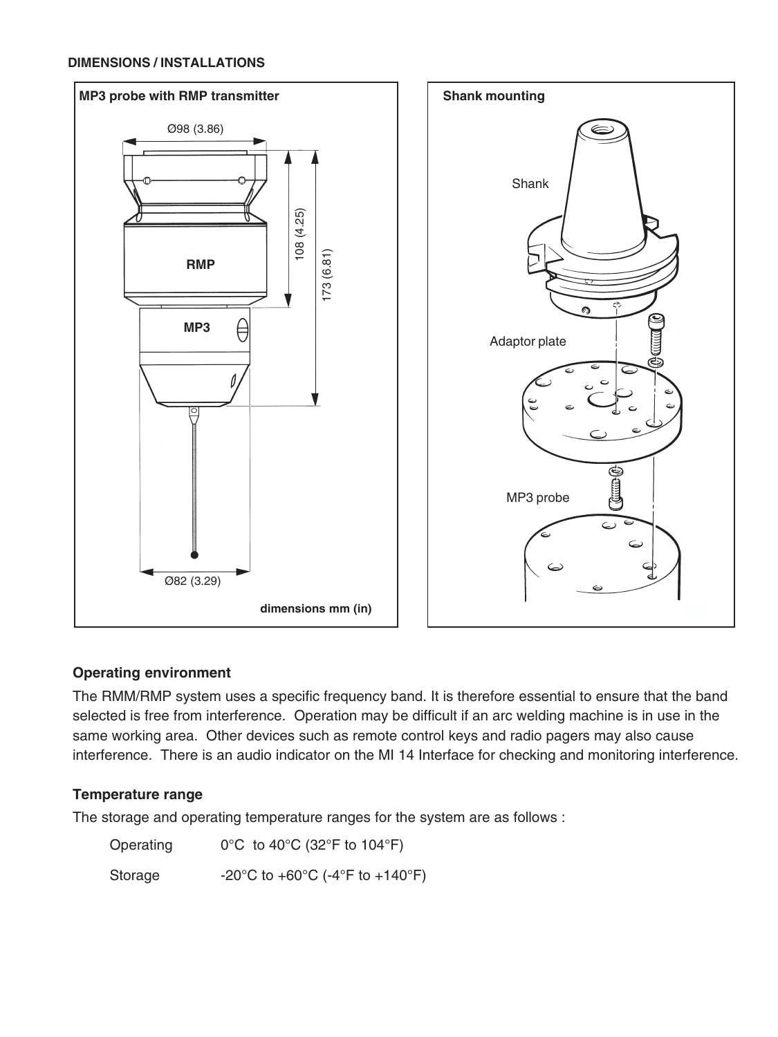## DIMENSIONS / INSTALLATIONS

**MP3 probe with RMP transmitter**

Ø98 (3.86)

108 (4.25)

173 (6.81)

RMP

MP3

Ø82 (3.29)

dimensions mm (in)

**Shank mounting**

Shank

Adaptor plate

MP3 probe

### Operating environment

The RMM/RMP system uses a specific frequency band. It is therefore essential to ensure that the band selected is free from interference. Operation may be difficult if an arc welding machine is in use in the same working area. Other devices such as remote control keys and radio pagers may also cause interference. There is an audio indicator on the MI 14 Interface for checking and monitoring interference.

### Temperature range

The storage and operating temperature ranges for the system are as follows :

| | |
|---|---|
| Operating | 0°C to 40°C (32°F to 104°F) |
| Storage | -20°C to +60°C (-4°F to +140°F) |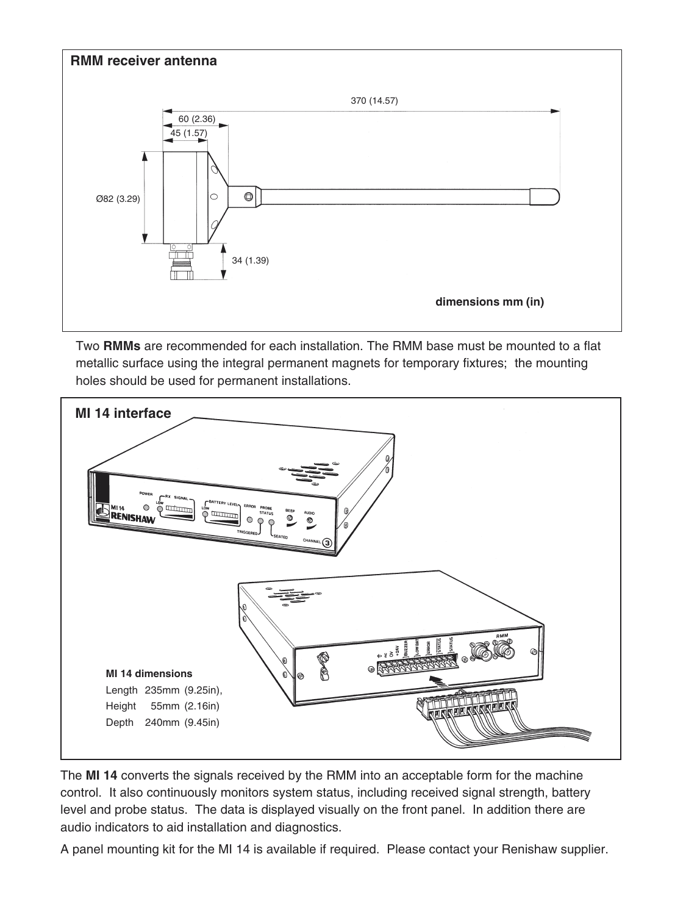## RMM receiver antenna

370 (14.57)

60 (2.36)

45 (1.57)

Ø82 (3.29)

34 (1.39)

**dimensions mm (in)**

Two **RMMs** are recommended for each installation. The RMM base must be mounted to a flat metallic surface using the integral permanent magnets for temporary fixtures; the mounting holes should be used for permanent installations.

## MI 14 interface

**MI 14 dimensions**

Length 235mm (9.25in),
Height 55mm (2.16in)
Depth 240mm (9.45in)

The **MI 14** converts the signals received by the RMM into an acceptable form for the machine control. It also continuously monitors system status, including received signal strength, battery level and probe status. The data is displayed visually on the front panel. In addition there are audio indicators to aid installation and diagnostics.

A panel mounting kit for the MI 14 is available if required. Please contact your Renishaw supplier.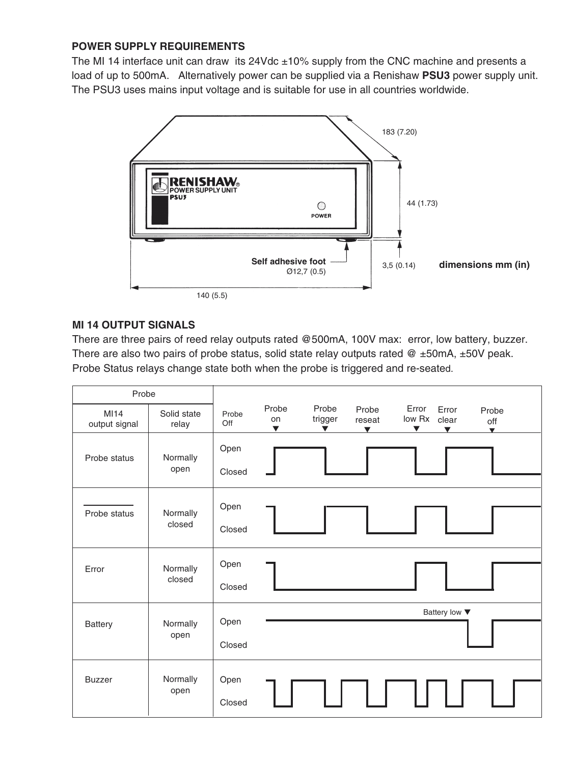**POWER SUPPLY REQUIREMENTS**

The MI 14 interface unit can draw its 24Vdc ±10% supply from the CNC machine and presents a load of up to 500mA. Alternatively power can be supplied via a Renishaw **PSU3** power supply unit. The PSU3 uses mains input voltage and is suitable for use in all countries worldwide.

183 (7.20)

44 (1.73)

RENISHAW® POWER SUPPLY UNIT PSU3

POWER

Self adhesive foot Ø12,7 (0.5)

3,5 (0.14)

**dimensions mm (in)**

140 (5.5)

**MI 14 OUTPUT SIGNALS**

There are three pairs of reed relay outputs rated @500mA, 100V max: error, low battery, buzzer. There are also two pairs of probe status, solid state relay outputs rated @ ±50mA, ±50V peak. Probe Status relays change state both when the probe is triggered and re-seated.

| Probe | | |
|---|---|---|
| MI14 output signal | Solid state relay | Probe Off / Probe on ▼ / Probe trigger ▼ / Probe reseat ▼ / Error low Rx ▼ / Error clear ▼ / Probe off ▼ |
| Probe status | Normally open | Open / Closed |
| $\overline{\text{Probe status}}$ | Normally closed | Open / Closed |
| Error | Normally closed | Open / Closed |
| Battery | Normally open | Open / Closed (Battery low ▼) |
| Buzzer | Normally open | Open / Closed |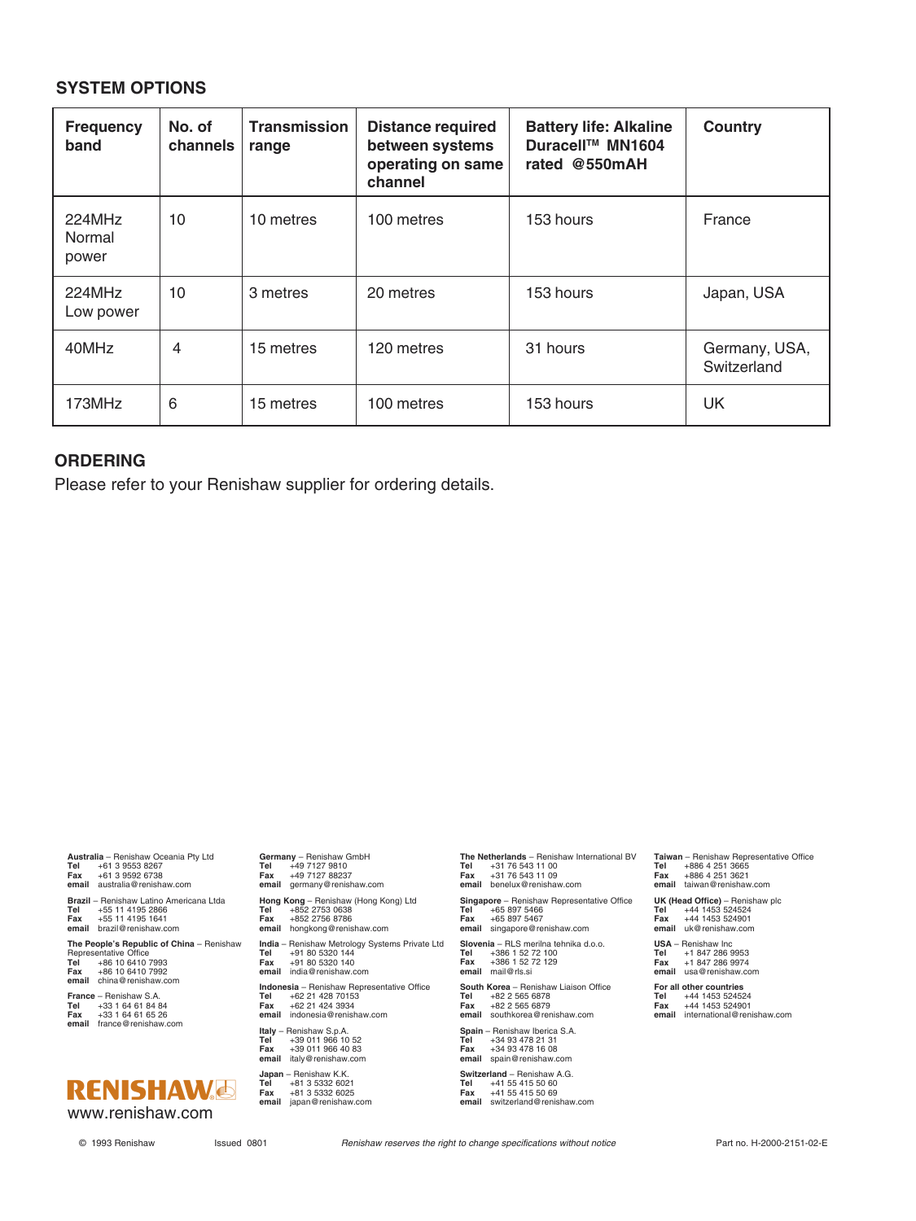## SYSTEM OPTIONS

| Frequency band | No. of channels | Transmission range | Distance required between systems operating on same channel | Battery life: Alkaline Duracell™ MN1604 rated @550mAH | Country |
|---|---|---|---|---|---|
| 224MHz Normal power | 10 | 10 metres | 100 metres | 153 hours | France |
| 224MHz Low power | 10 | 3 metres | 20 metres | 153 hours | Japan, USA |
| 40MHz | 4 | 15 metres | 120 metres | 31 hours | Germany, USA, Switzerland |
| 173MHz | 6 | 15 metres | 100 metres | 153 hours | UK |

## ORDERING

Please refer to your Renishaw supplier for ordering details.

**Australia** – Renishaw Oceania Pty Ltd
**Tel** +61 3 9553 8267
**Fax** +61 3 9592 6738
**email** australia@renishaw.com

**Brazil** – Renishaw Latino Americana Ltda
**Tel** +55 11 4195 2866
**Fax** +55 11 4195 1641
**email** brazil@renishaw.com

**The People's Republic of China** – Renishaw Representative Office
**Tel** +86 10 6410 7993
**Fax** +86 10 6410 7992
**email** china@renishaw.com

**France** – Renishaw S.A.
**Tel** +33 1 64 61 84 84
**Fax** +33 1 64 61 65 26
**email** france@renishaw.com

**Germany** – Renishaw GmbH
**Tel** +49 7127 9810
**Fax** +49 7127 88237
**email** germany@renishaw.com

**Hong Kong** – Renishaw (Hong Kong) Ltd
**Tel** +852 2753 0638
**Fax** +852 2756 8786
**email** hongkong@renishaw.com

**India** – Renishaw Metrology Systems Private Ltd
**Tel** +91 80 5320 144
**Fax** +91 80 5320 140
**email** india@renishaw.com

**Indonesia** – Renishaw Representative Office
**Tel** +62 21 428 70153
**Fax** +62 21 424 3934
**email** indonesia@renishaw.com

**Italy** – Renishaw S.p.A.
**Tel** +39 011 966 10 52
**Fax** +39 011 966 40 83
**email** italy@renishaw.com

**Japan** – Renishaw K.K.
**Tel** +81 3 5332 6021
**Fax** +81 3 5332 6025
**email** japan@renishaw.com

**The Netherlands** – Renishaw International BV
**Tel** +31 76 543 11 00
**Fax** +31 76 543 11 09
**email** benelux@renishaw.com

**Singapore** – Renishaw Representative Office
**Tel** +65 897 5466
**Fax** +65 897 5467
**email** singapore@renishaw.com

**Slovenia** – RLS merilna tehnika d.o.o.
**Tel** +386 1 52 72 100
**Fax** +386 1 52 72 129
**email** mail@rls.si

**South Korea** – Renishaw Liaison Office
**Tel** +82 2 565 6878
**Fax** +82 2 565 6879
**email** southkorea@renishaw.com

**Spain** – Renishaw Iberica S.A.
**Tel** +34 93 478 21 31
**Fax** +34 93 478 16 08
**email** spain@renishaw.com

**Switzerland** – Renishaw A.G.
**Tel** +41 55 415 50 60
**Fax** +41 55 415 50 69
**email** switzerland@renishaw.com

**Taiwan** – Renishaw Representative Office
**Tel** +886 4 251 3665
**Fax** +886 4 251 3621
**email** taiwan@renishaw.com

**UK (Head Office)** – Renishaw plc
**Tel** +44 1453 524524
**Fax** +44 1453 524901
**email** uk@renishaw.com

**USA** – Renishaw Inc
**Tel** +1 847 286 9953
**Fax** +1 847 286 9974
**email** usa@renishaw.com

**For all other countries**
**Tel** +44 1453 524524
**Fax** +44 1453 524901
**email** international@renishaw.com

RENISHAW
www.renishaw.com

© 1993 Renishaw    Issued 0801    *Renishaw reserves the right to change specifications without notice*    Part no. H-2000-2151-02-E